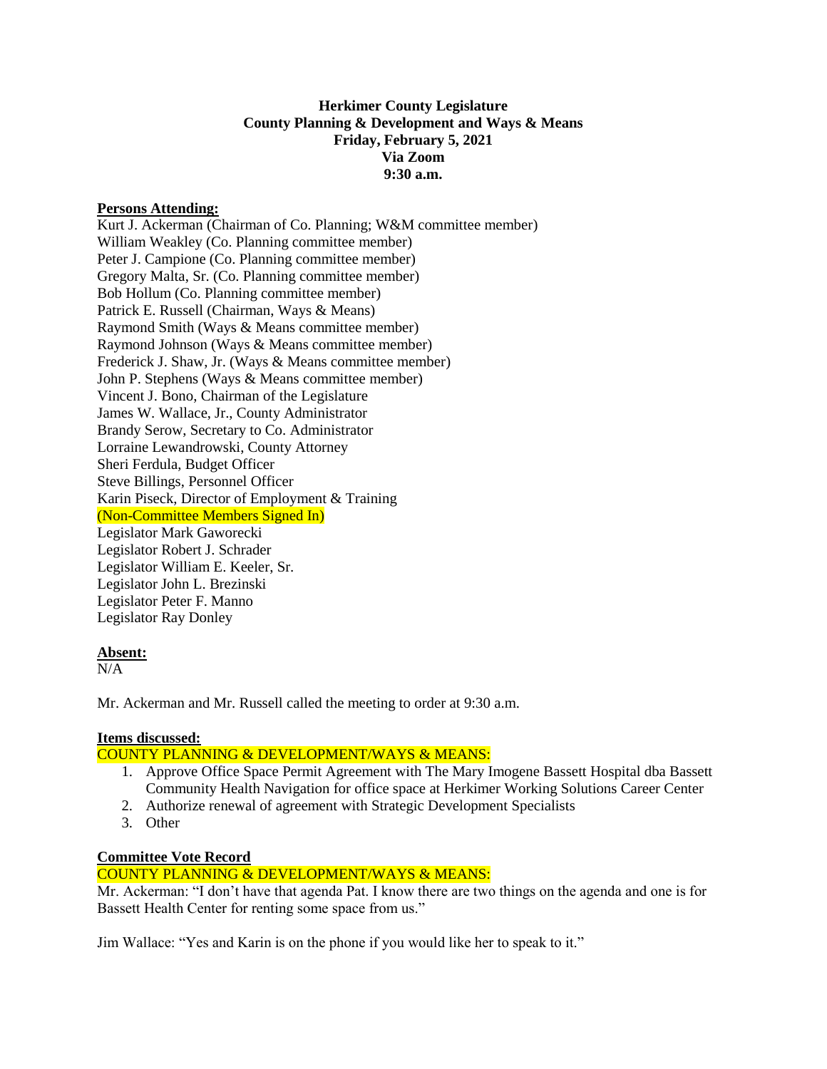**Herkimer County Legislature**
**County Planning & Development and Ways & Means**
**Friday, February 5, 2021**
**Via Zoom**
**9:30 a.m.**

**Persons Attending:**

Kurt J. Ackerman (Chairman of Co. Planning; W&M committee member)
William Weakley (Co. Planning committee member)
Peter J. Campione (Co. Planning committee member)
Gregory Malta, Sr. (Co. Planning committee member)
Bob Hollum (Co. Planning committee member)
Patrick E. Russell (Chairman, Ways & Means)
Raymond Smith (Ways & Means committee member)
Raymond Johnson (Ways & Means committee member)
Frederick J. Shaw, Jr. (Ways & Means committee member)
John P. Stephens (Ways & Means committee member)
Vincent J. Bono, Chairman of the Legislature
James W. Wallace, Jr., County Administrator
Brandy Serow, Secretary to Co. Administrator
Lorraine Lewandrowski, County Attorney
Sheri Ferdula, Budget Officer
Steve Billings, Personnel Officer
Karin Piseck, Director of Employment & Training
(Non-Committee Members Signed In)
Legislator Mark Gaworecki
Legislator Robert J. Schrader
Legislator William E. Keeler, Sr.
Legislator John L. Brezinski
Legislator Peter F. Manno
Legislator Ray Donley

**Absent:**

N/A

Mr. Ackerman and Mr. Russell called the meeting to order at 9:30 a.m.

**Items discussed:**

COUNTY PLANNING & DEVELOPMENT/WAYS & MEANS:

1. Approve Office Space Permit Agreement with The Mary Imogene Bassett Hospital dba Bassett Community Health Navigation for office space at Herkimer Working Solutions Career Center
2. Authorize renewal of agreement with Strategic Development Specialists
3. Other

**Committee Vote Record**

COUNTY PLANNING & DEVELOPMENT/WAYS & MEANS:

Mr. Ackerman: "I don't have that agenda Pat. I know there are two things on the agenda and one is for Bassett Health Center for renting some space from us."

Jim Wallace: "Yes and Karin is on the phone if you would like her to speak to it."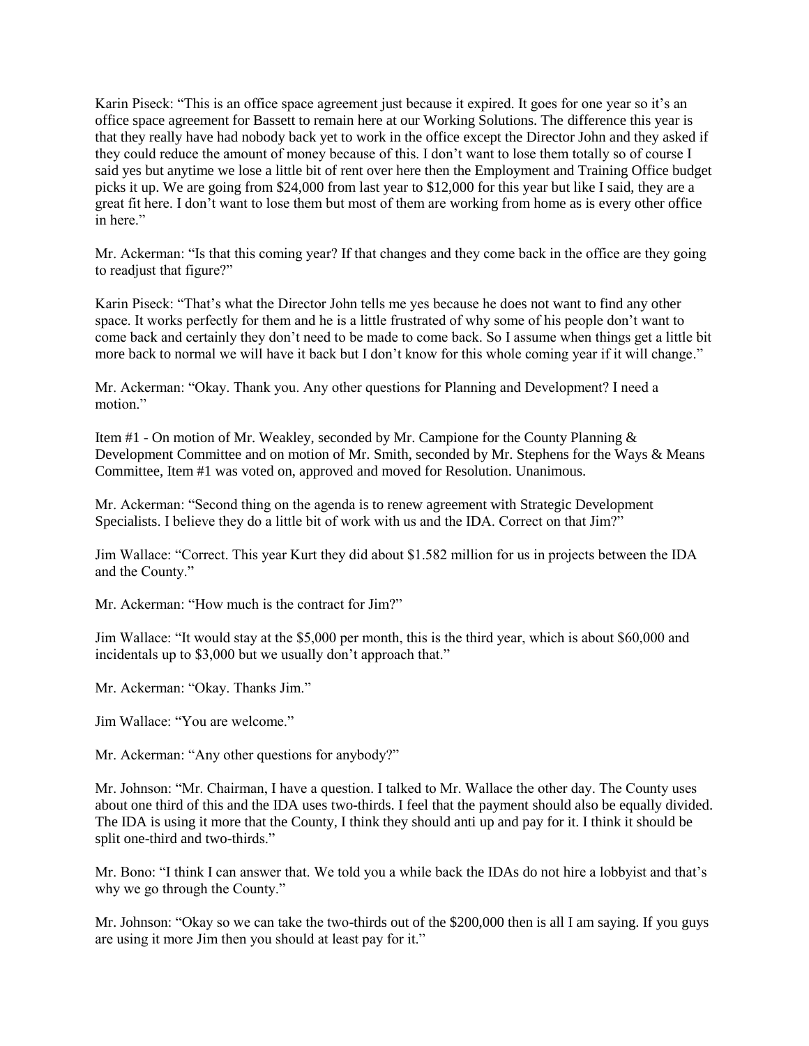Karin Piseck: "This is an office space agreement just because it expired. It goes for one year so it's an office space agreement for Bassett to remain here at our Working Solutions. The difference this year is that they really have had nobody back yet to work in the office except the Director John and they asked if they could reduce the amount of money because of this. I don't want to lose them totally so of course I said yes but anytime we lose a little bit of rent over here then the Employment and Training Office budget picks it up. We are going from $24,000 from last year to $12,000 for this year but like I said, they are a great fit here. I don't want to lose them but most of them are working from home as is every other office in here."

Mr. Ackerman: "Is that this coming year? If that changes and they come back in the office are they going to readjust that figure?"

Karin Piseck: "That's what the Director John tells me yes because he does not want to find any other space. It works perfectly for them and he is a little frustrated of why some of his people don't want to come back and certainly they don't need to be made to come back. So I assume when things get a little bit more back to normal we will have it back but I don't know for this whole coming year if it will change."

Mr. Ackerman: "Okay. Thank you. Any other questions for Planning and Development? I need a motion."

Item #1 - On motion of Mr. Weakley, seconded by Mr. Campione for the County Planning & Development Committee and on motion of Mr. Smith, seconded by Mr. Stephens for the Ways & Means Committee, Item #1 was voted on, approved and moved for Resolution. Unanimous.

Mr. Ackerman: "Second thing on the agenda is to renew agreement with Strategic Development Specialists. I believe they do a little bit of work with us and the IDA. Correct on that Jim?"

Jim Wallace: "Correct. This year Kurt they did about $1.582 million for us in projects between the IDA and the County."

Mr. Ackerman: "How much is the contract for Jim?"

Jim Wallace: "It would stay at the $5,000 per month, this is the third year, which is about $60,000 and incidentals up to $3,000 but we usually don't approach that."

Mr. Ackerman: "Okay. Thanks Jim."

Jim Wallace: "You are welcome."

Mr. Ackerman: "Any other questions for anybody?"

Mr. Johnson: "Mr. Chairman, I have a question. I talked to Mr. Wallace the other day. The County uses about one third of this and the IDA uses two-thirds. I feel that the payment should also be equally divided. The IDA is using it more that the County, I think they should anti up and pay for it. I think it should be split one-third and two-thirds."

Mr. Bono: "I think I can answer that. We told you a while back the IDAs do not hire a lobbyist and that's why we go through the County."

Mr. Johnson: "Okay so we can take the two-thirds out of the $200,000 then is all I am saying. If you guys are using it more Jim then you should at least pay for it."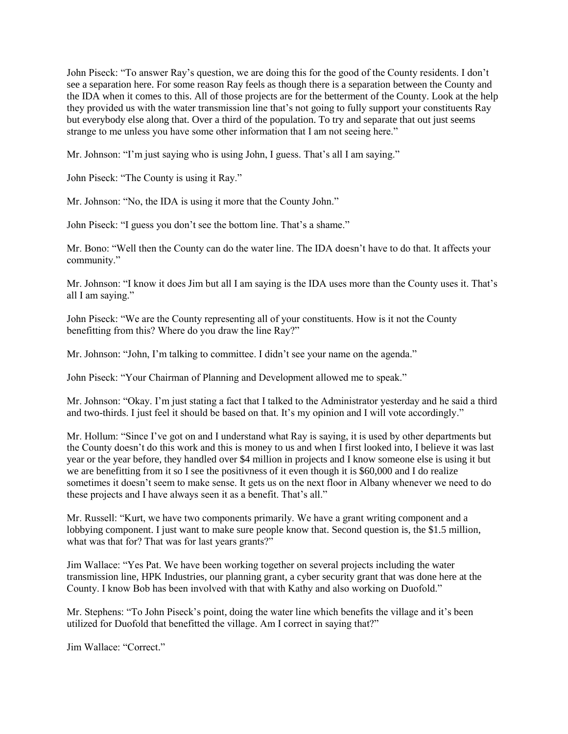John Piseck: "To answer Ray's question, we are doing this for the good of the County residents. I don't see a separation here. For some reason Ray feels as though there is a separation between the County and the IDA when it comes to this. All of those projects are for the betterment of the County. Look at the help they provided us with the water transmission line that's not going to fully support your constituents Ray but everybody else along that. Over a third of the population. To try and separate that out just seems strange to me unless you have some other information that I am not seeing here."

Mr. Johnson: "I'm just saying who is using John, I guess. That's all I am saying."

John Piseck: "The County is using it Ray."

Mr. Johnson: "No, the IDA is using it more that the County John."

John Piseck: "I guess you don't see the bottom line. That's a shame."

Mr. Bono: "Well then the County can do the water line. The IDA doesn't have to do that. It affects your community."

Mr. Johnson: "I know it does Jim but all I am saying is the IDA uses more than the County uses it. That's all I am saying."

John Piseck: "We are the County representing all of your constituents. How is it not the County benefitting from this? Where do you draw the line Ray?"

Mr. Johnson: "John, I'm talking to committee. I didn't see your name on the agenda."

John Piseck: "Your Chairman of Planning and Development allowed me to speak."

Mr. Johnson: "Okay. I'm just stating a fact that I talked to the Administrator yesterday and he said a third and two-thirds. I just feel it should be based on that. It's my opinion and I will vote accordingly."

Mr. Hollum: "Since I've got on and I understand what Ray is saying, it is used by other departments but the County doesn't do this work and this is money to us and when I first looked into, I believe it was last year or the year before, they handled over $4 million in projects and I know someone else is using it but we are benefitting from it so I see the positivness of it even though it is $60,000 and I do realize sometimes it doesn't seem to make sense. It gets us on the next floor in Albany whenever we need to do these projects and I have always seen it as a benefit. That's all."

Mr. Russell: "Kurt, we have two components primarily. We have a grant writing component and a lobbying component. I just want to make sure people know that. Second question is, the $1.5 million, what was that for? That was for last years grants?"

Jim Wallace: "Yes Pat. We have been working together on several projects including the water transmission line, HPK Industries, our planning grant, a cyber security grant that was done here at the County. I know Bob has been involved with that with Kathy and also working on Duofold."

Mr. Stephens: "To John Piseck's point, doing the water line which benefits the village and it's been utilized for Duofold that benefitted the village. Am I correct in saying that?"

Jim Wallace: "Correct."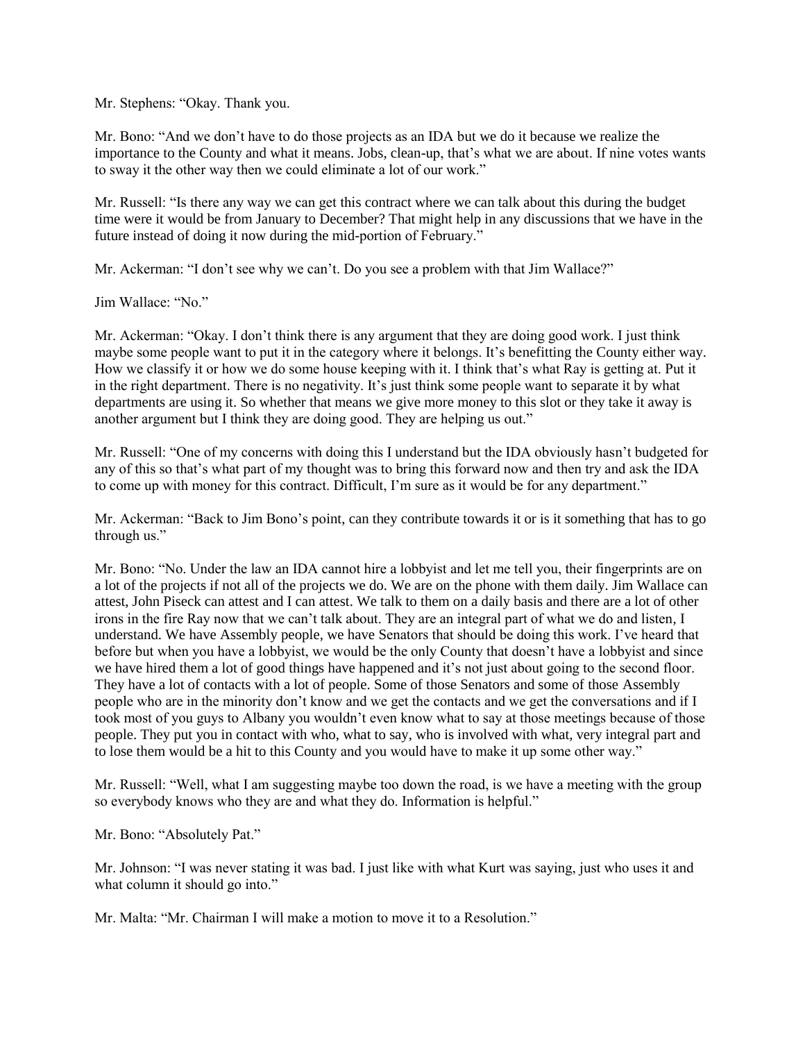Mr. Stephens: "Okay. Thank you.

Mr. Bono: "And we don't have to do those projects as an IDA but we do it because we realize the importance to the County and what it means. Jobs, clean-up, that's what we are about. If nine votes wants to sway it the other way then we could eliminate a lot of our work."

Mr. Russell: "Is there any way we can get this contract where we can talk about this during the budget time were it would be from January to December? That might help in any discussions that we have in the future instead of doing it now during the mid-portion of February."

Mr. Ackerman: "I don't see why we can't. Do you see a problem with that Jim Wallace?"

Jim Wallace: "No."

Mr. Ackerman: "Okay. I don't think there is any argument that they are doing good work. I just think maybe some people want to put it in the category where it belongs. It's benefitting the County either way. How we classify it or how we do some house keeping with it. I think that's what Ray is getting at. Put it in the right department. There is no negativity. It's just think some people want to separate it by what departments are using it. So whether that means we give more money to this slot or they take it away is another argument but I think they are doing good. They are helping us out."

Mr. Russell: "One of my concerns with doing this I understand but the IDA obviously hasn't budgeted for any of this so that's what part of my thought was to bring this forward now and then try and ask the IDA to come up with money for this contract. Difficult, I'm sure as it would be for any department."

Mr. Ackerman: "Back to Jim Bono's point, can they contribute towards it or is it something that has to go through us."

Mr. Bono: "No. Under the law an IDA cannot hire a lobbyist and let me tell you, their fingerprints are on a lot of the projects if not all of the projects we do. We are on the phone with them daily. Jim Wallace can attest, John Piseck can attest and I can attest. We talk to them on a daily basis and there are a lot of other irons in the fire Ray now that we can't talk about. They are an integral part of what we do and listen, I understand. We have Assembly people, we have Senators that should be doing this work. I've heard that before but when you have a lobbyist, we would be the only County that doesn't have a lobbyist and since we have hired them a lot of good things have happened and it's not just about going to the second floor. They have a lot of contacts with a lot of people. Some of those Senators and some of those Assembly people who are in the minority don't know and we get the contacts and we get the conversations and if I took most of you guys to Albany you wouldn't even know what to say at those meetings because of those people. They put you in contact with who, what to say, who is involved with what, very integral part and to lose them would be a hit to this County and you would have to make it up some other way."

Mr. Russell: "Well, what I am suggesting maybe too down the road, is we have a meeting with the group so everybody knows who they are and what they do. Information is helpful."

Mr. Bono: "Absolutely Pat."

Mr. Johnson: "I was never stating it was bad. I just like with what Kurt was saying, just who uses it and what column it should go into."

Mr. Malta: "Mr. Chairman I will make a motion to move it to a Resolution."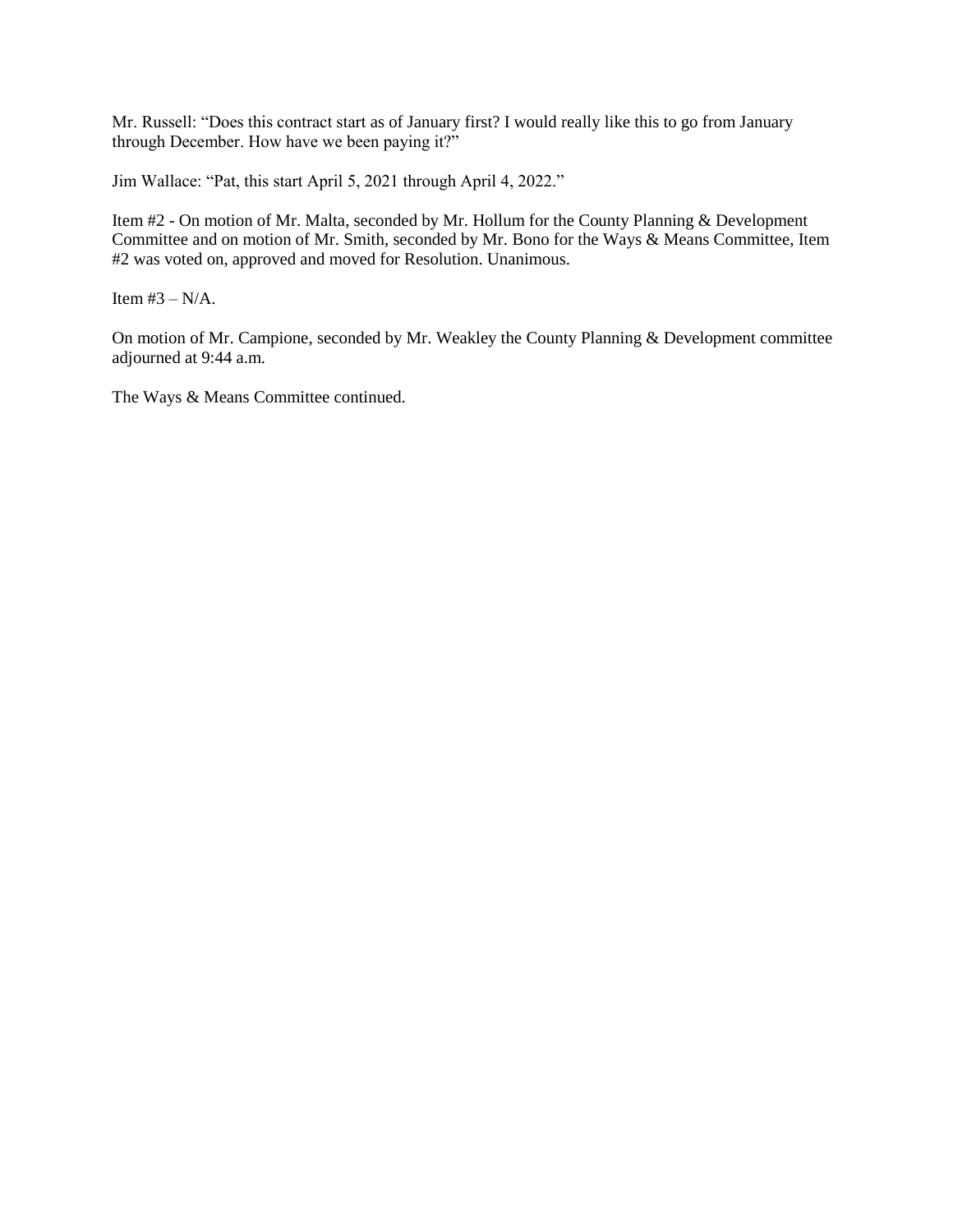Mr. Russell: "Does this contract start as of January first? I would really like this to go from January through December. How have we been paying it?"

Jim Wallace: "Pat, this start April 5, 2021 through April 4, 2022."

Item #2 - On motion of Mr. Malta, seconded by Mr. Hollum for the County Planning & Development Committee and on motion of Mr. Smith, seconded by Mr. Bono for the Ways & Means Committee, Item #2 was voted on, approved and moved for Resolution. Unanimous.

Item #3 – N/A.

On motion of Mr. Campione, seconded by Mr. Weakley the County Planning & Development committee adjourned at 9:44 a.m.

The Ways & Means Committee continued.